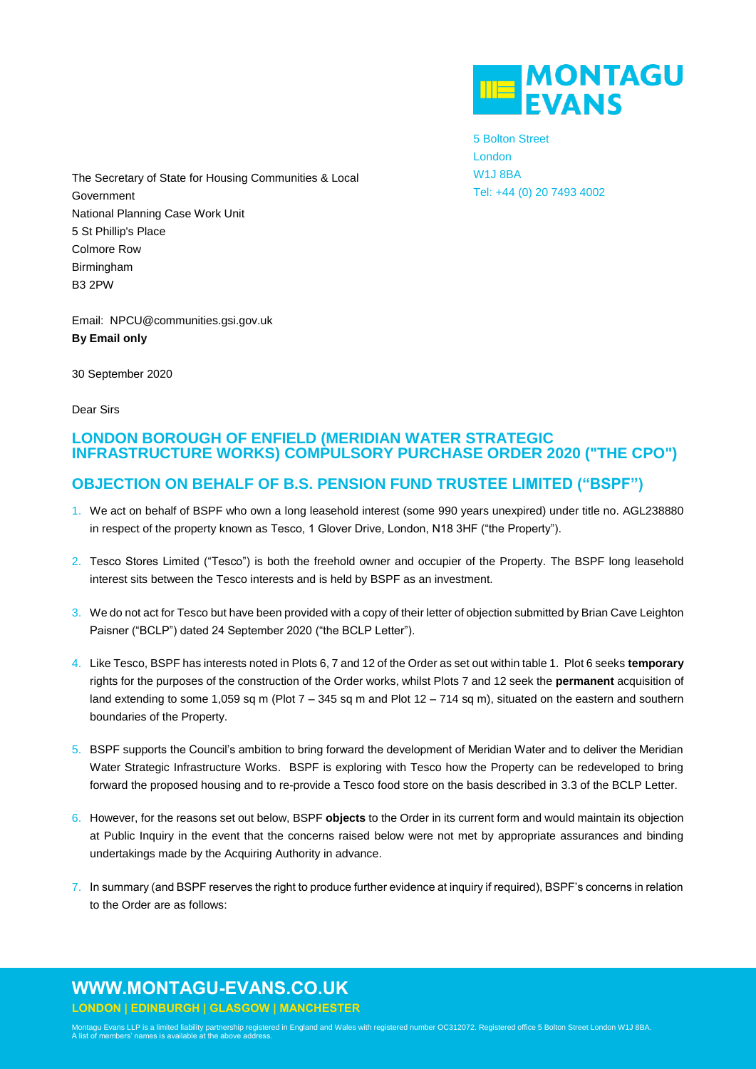MONTAGU EVANS

5 Bolton Street
London
W1J 8BA
Tel: +44 (0) 20 7493 4002

The Secretary of State for Housing Communities & Local Government
National Planning Case Work Unit
5 St Phillip's Place
Colmore Row
Birmingham
B3 2PW

Email: NPCU@communities.gsi.gov.uk
**By Email only**

30 September 2020

Dear Sirs

## LONDON BOROUGH OF ENFIELD (MERIDIAN WATER STRATEGIC INFRASTRUCTURE WORKS) COMPULSORY PURCHASE ORDER 2020 ("THE CPO")

## OBJECTION ON BEHALF OF B.S. PENSION FUND TRUSTEE LIMITED ("BSPF")

1. We act on behalf of BSPF who own a long leasehold interest (some 990 years unexpired) under title no. AGL238880 in respect of the property known as Tesco, 1 Glover Drive, London, N18 3HF ("the Property").

2. Tesco Stores Limited ("Tesco") is both the freehold owner and occupier of the Property. The BSPF long leasehold interest sits between the Tesco interests and is held by BSPF as an investment.

3. We do not act for Tesco but have been provided with a copy of their letter of objection submitted by Brian Cave Leighton Paisner ("BCLP") dated 24 September 2020 ("the BCLP Letter").

4. Like Tesco, BSPF has interests noted in Plots 6, 7 and 12 of the Order as set out within table 1. Plot 6 seeks **temporary** rights for the purposes of the construction of the Order works, whilst Plots 7 and 12 seek the **permanent** acquisition of land extending to some 1,059 sq m (Plot 7 – 345 sq m and Plot 12 – 714 sq m), situated on the eastern and southern boundaries of the Property.

5. BSPF supports the Council's ambition to bring forward the development of Meridian Water and to deliver the Meridian Water Strategic Infrastructure Works. BSPF is exploring with Tesco how the Property can be redeveloped to bring forward the proposed housing and to re-provide a Tesco food store on the basis described in 3.3 of the BCLP Letter.

6. However, for the reasons set out below, BSPF **objects** to the Order in its current form and would maintain its objection at Public Inquiry in the event that the concerns raised below were not met by appropriate assurances and binding undertakings made by the Acquiring Authority in advance.

7. In summary (and BSPF reserves the right to produce further evidence at inquiry if required), BSPF's concerns in relation to the Order are as follows:

**WWW.MONTAGU-EVANS.CO.UK**
LONDON | EDINBURGH | GLASGOW | MANCHESTER

Montagu Evans LLP is a limited liability partnership registered in England and Wales with registered number OC312072. Registered office 5 Bolton Street London W1J 8BA. A list of members' names is available at the above address.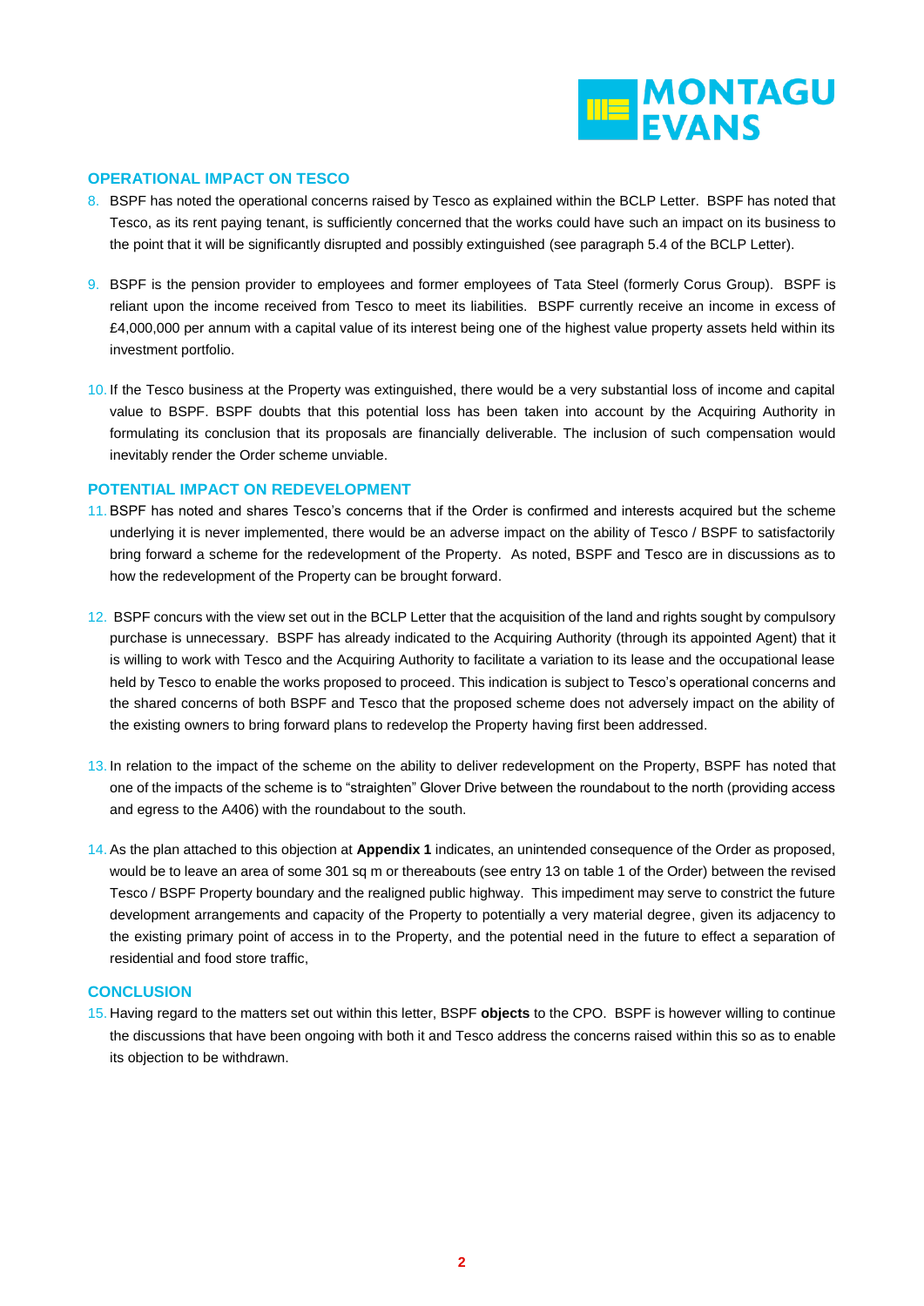## OPERATIONAL IMPACT ON TESCO

8. BSPF has noted the operational concerns raised by Tesco as explained within the BCLP Letter. BSPF has noted that Tesco, as its rent paying tenant, is sufficiently concerned that the works could have such an impact on its business to the point that it will be significantly disrupted and possibly extinguished (see paragraph 5.4 of the BCLP Letter).

9. BSPF is the pension provider to employees and former employees of Tata Steel (formerly Corus Group). BSPF is reliant upon the income received from Tesco to meet its liabilities. BSPF currently receive an income in excess of £4,000,000 per annum with a capital value of its interest being one of the highest value property assets held within its investment portfolio.

10. If the Tesco business at the Property was extinguished, there would be a very substantial loss of income and capital value to BSPF. BSPF doubts that this potential loss has been taken into account by the Acquiring Authority in formulating its conclusion that its proposals are financially deliverable. The inclusion of such compensation would inevitably render the Order scheme unviable.

## POTENTIAL IMPACT ON REDEVELOPMENT

11. BSPF has noted and shares Tesco's concerns that if the Order is confirmed and interests acquired but the scheme underlying it is never implemented, there would be an adverse impact on the ability of Tesco / BSPF to satisfactorily bring forward a scheme for the redevelopment of the Property. As noted, BSPF and Tesco are in discussions as to how the redevelopment of the Property can be brought forward.

12. BSPF concurs with the view set out in the BCLP Letter that the acquisition of the land and rights sought by compulsory purchase is unnecessary. BSPF has already indicated to the Acquiring Authority (through its appointed Agent) that it is willing to work with Tesco and the Acquiring Authority to facilitate a variation to its lease and the occupational lease held by Tesco to enable the works proposed to proceed. This indication is subject to Tesco's operational concerns and the shared concerns of both BSPF and Tesco that the proposed scheme does not adversely impact on the ability of the existing owners to bring forward plans to redevelop the Property having first been addressed.

13. In relation to the impact of the scheme on the ability to deliver redevelopment on the Property, BSPF has noted that one of the impacts of the scheme is to "straighten" Glover Drive between the roundabout to the north (providing access and egress to the A406) with the roundabout to the south.

14. As the plan attached to this objection at **Appendix 1** indicates, an unintended consequence of the Order as proposed, would be to leave an area of some 301 sq m or thereabouts (see entry 13 on table 1 of the Order) between the revised Tesco / BSPF Property boundary and the realigned public highway. This impediment may serve to constrict the future development arrangements and capacity of the Property to potentially a very material degree, given its adjacency to the existing primary point of access in to the Property, and the potential need in the future to effect a separation of residential and food store traffic,

## CONCLUSION

15. Having regard to the matters set out within this letter, BSPF **objects** to the CPO. BSPF is however willing to continue the discussions that have been ongoing with both it and Tesco address the concerns raised within this so as to enable its objection to be withdrawn.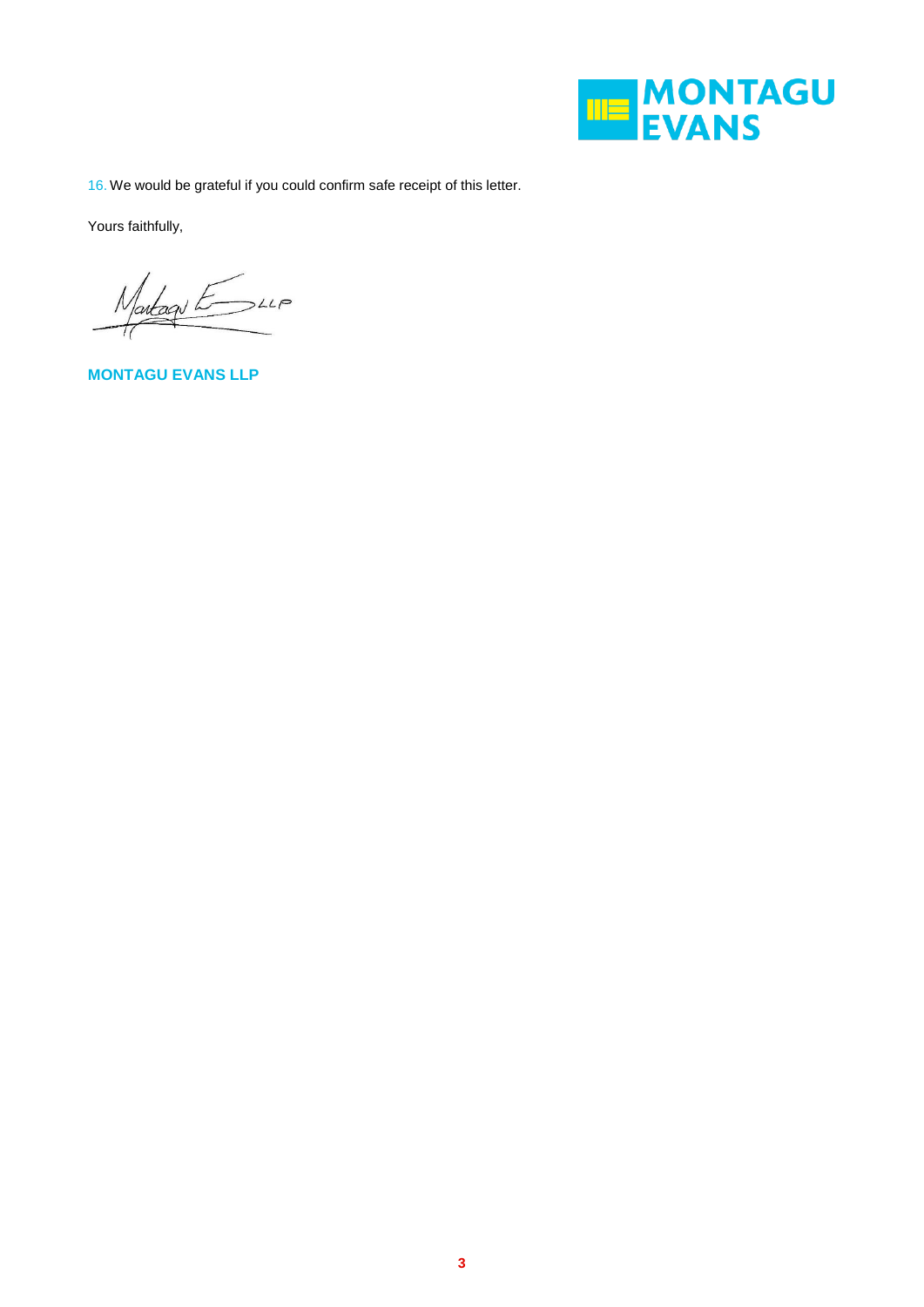16. We would be grateful if you could confirm safe receipt of this letter.

Yours faithfully,

**MONTAGU EVANS LLP**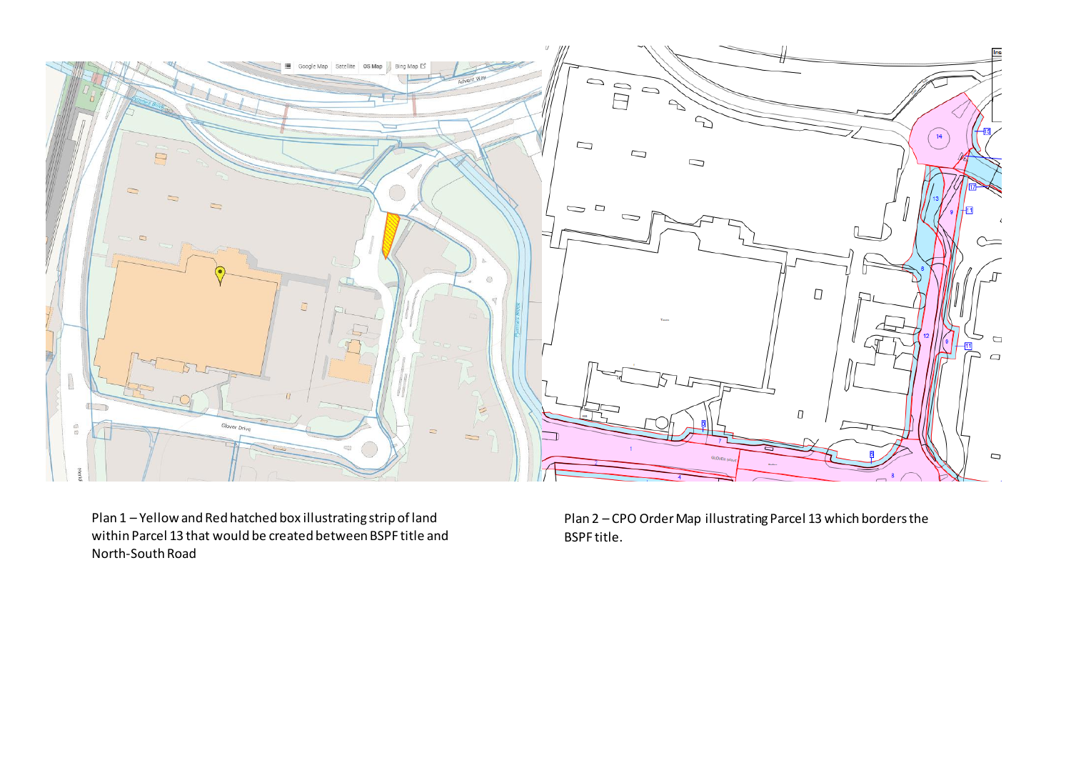Plan 1 – Yellow and Red hatched box illustrating strip of land within Parcel 13 that would be created between BSPF title and North-South Road

Plan 2 – CPO Order Map illustrating Parcel 13 which borders the BSPF title.